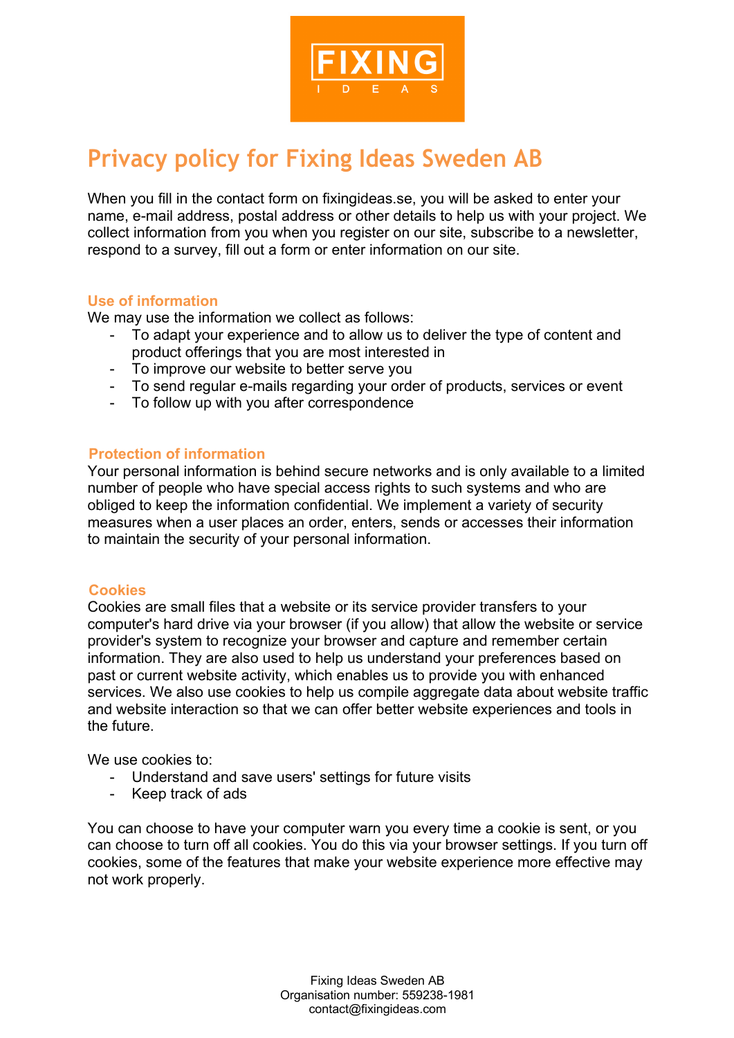# Privacy policy for Fixing Ideas Sweden AB

When you fill in the contact form on fixingideas.se, you will be asked to enter your name, e-mail address, postal address or other details to help us with your project. We collect information from you when you register on our site, subscribe to a newsletter, respond to a survey, fill out a form or enter information on our site.

### Use of information

We may use the information we collect as follows:

- To adapt your experience and to allow us to deliver the type of content and product offerings that you are most interested in
- To improve our website to better serve you
- To send regular e-mails regarding your order of products, services or event
- To follow up with you after correspondence

### Protection of information

Your personal information is behind secure networks and is only available to a limited number of people who have special access rights to such systems and who are obliged to keep the information confidential. We implement a variety of security measures when a user places an order, enters, sends or accesses their information to maintain the security of your personal information.

### Cookies

Cookies are small files that a website or its service provider transfers to your computer's hard drive via your browser (if you allow) that allow the website or service provider's system to recognize your browser and capture and remember certain information. They are also used to help us understand your preferences based on past or current website activity, which enables us to provide you with enhanced services. We also use cookies to help us compile aggregate data about website traffic and website interaction so that we can offer better website experiences and tools in the future.

We use cookies to:

- Understand and save users' settings for future visits
- Keep track of ads

You can choose to have your computer warn you every time a cookie is sent, or you can choose to turn off all cookies. You do this via your browser settings. If you turn off cookies, some of the features that make your website experience more effective may not work properly.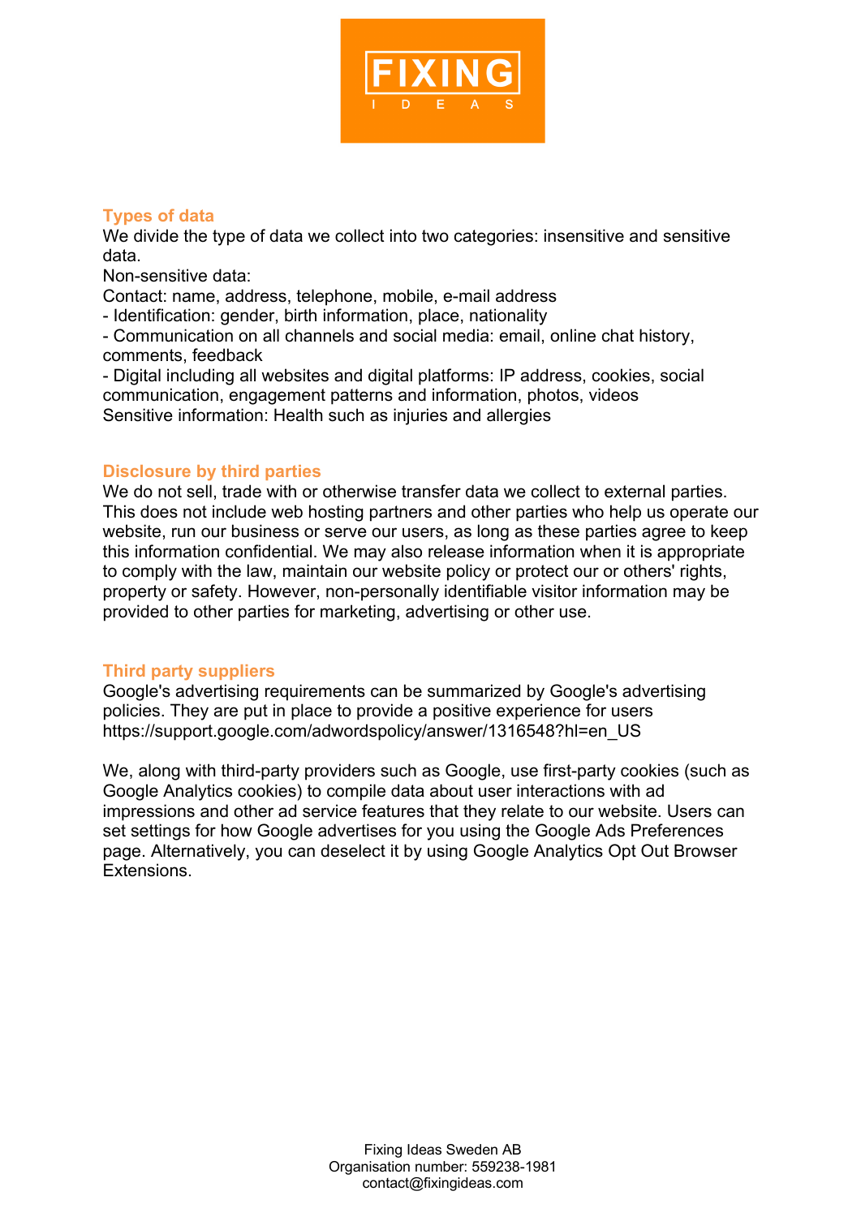## Types of data

We divide the type of data we collect into two categories: insensitive and sensitive data.

Non-sensitive data:

Contact: name, address, telephone, mobile, e-mail address

- Identification: gender, birth information, place, nationality
- Communication on all channels and social media: email, online chat history, comments, feedback
- Digital including all websites and digital platforms: IP address, cookies, social communication, engagement patterns and information, photos, videos

Sensitive information: Health such as injuries and allergies

## Disclosure by third parties

We do not sell, trade with or otherwise transfer data we collect to external parties. This does not include web hosting partners and other parties who help us operate our website, run our business or serve our users, as long as these parties agree to keep this information confidential. We may also release information when it is appropriate to comply with the law, maintain our website policy or protect our or others' rights, property or safety. However, non-personally identifiable visitor information may be provided to other parties for marketing, advertising or other use.

## Third party suppliers

Google's advertising requirements can be summarized by Google's advertising policies. They are put in place to provide a positive experience for users https://support.google.com/adwordspolicy/answer/1316548?hl=en_US

We, along with third-party providers such as Google, use first-party cookies (such as Google Analytics cookies) to compile data about user interactions with ad impressions and other ad service features that they relate to our website. Users can set settings for how Google advertises for you using the Google Ads Preferences page. Alternatively, you can deselect it by using Google Analytics Opt Out Browser Extensions.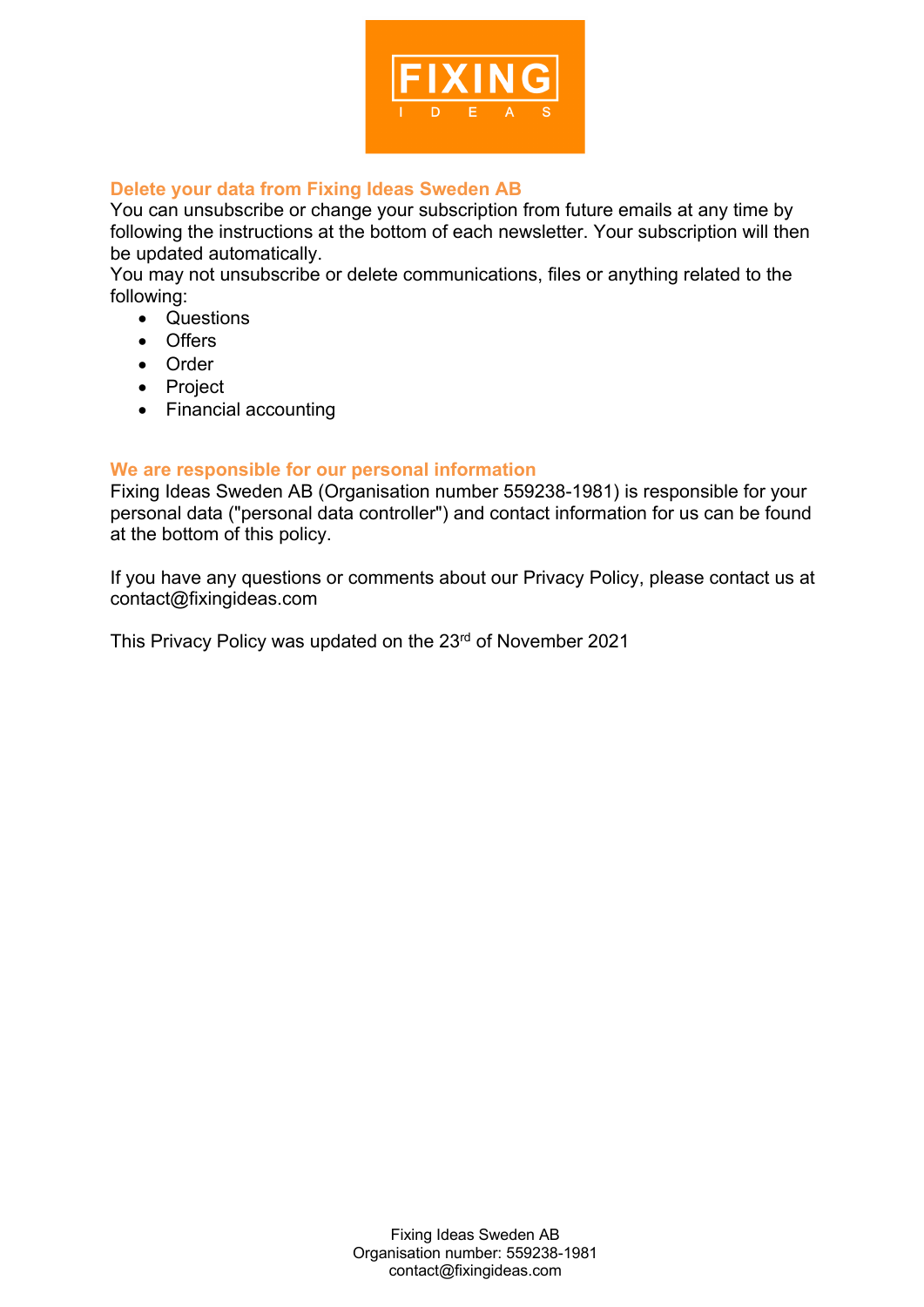## Delete your data from Fixing Ideas Sweden AB

You can unsubscribe or change your subscription from future emails at any time by following the instructions at the bottom of each newsletter. Your subscription will then be updated automatically.

You may not unsubscribe or delete communications, files or anything related to the following:

- Questions
- Offers
- Order
- Project
- Financial accounting

## We are responsible for our personal information

Fixing Ideas Sweden AB (Organisation number 559238-1981) is responsible for your personal data ("personal data controller") and contact information for us can be found at the bottom of this policy.

If you have any questions or comments about our Privacy Policy, please contact us at contact@fixingideas.com

This Privacy Policy was updated on the 23rd of November 2021

Fixing Ideas Sweden AB
Organisation number: 559238-1981
contact@fixingideas.com